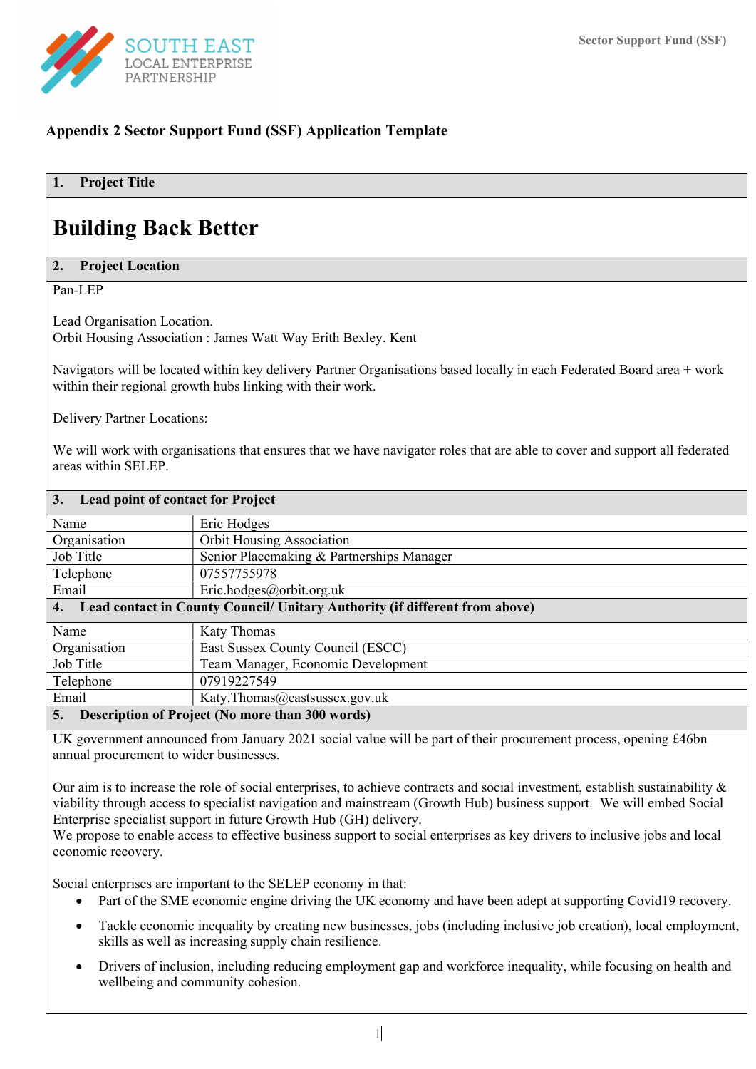## Appendix 2 Sector Support Fund (SSF) Application Template

### 1. Project Title

# Building Back Better

### 2. Project Location

Pan-LEP

Lead Organisation Location.
Orbit Housing Association : James Watt Way Erith Bexley. Kent

Navigators will be located within key delivery Partner Organisations based locally in each Federated Board area + work within their regional growth hubs linking with their work.

Delivery Partner Locations:

We will work with organisations that ensures that we have navigator roles that are able to cover and support all federated areas within SELEP.

### 3. Lead point of contact for Project

| | |
|---|---|
| Name | Eric Hodges |
| Organisation | Orbit Housing Association |
| Job Title | Senior Placemaking & Partnerships Manager |
| Telephone | 07557755978 |
| Email | Eric.hodges@orbit.org.uk |

### 4. Lead contact in County Council/ Unitary Authority (if different from above)

| | |
|---|---|
| Name | Katy Thomas |
| Organisation | East Sussex County Council (ESCC) |
| Job Title | Team Manager, Economic Development |
| Telephone | 07919227549 |
| Email | Katy.Thomas@eastsussex.gov.uk |

### 5. Description of Project (No more than 300 words)

UK government announced from January 2021 social value will be part of their procurement process, opening £46bn annual procurement to wider businesses.

Our aim is to increase the role of social enterprises, to achieve contracts and social investment, establish sustainability & viability through access to specialist navigation and mainstream (Growth Hub) business support. We will embed Social Enterprise specialist support in future Growth Hub (GH) delivery.
We propose to enable access to effective business support to social enterprises as key drivers to inclusive jobs and local economic recovery.

Social enterprises are important to the SELEP economy in that:

- Part of the SME economic engine driving the UK economy and have been adept at supporting Covid19 recovery.
- Tackle economic inequality by creating new businesses, jobs (including inclusive job creation), local employment, skills as well as increasing supply chain resilience.
- Drivers of inclusion, including reducing employment gap and workforce inequality, while focusing on health and wellbeing and community cohesion.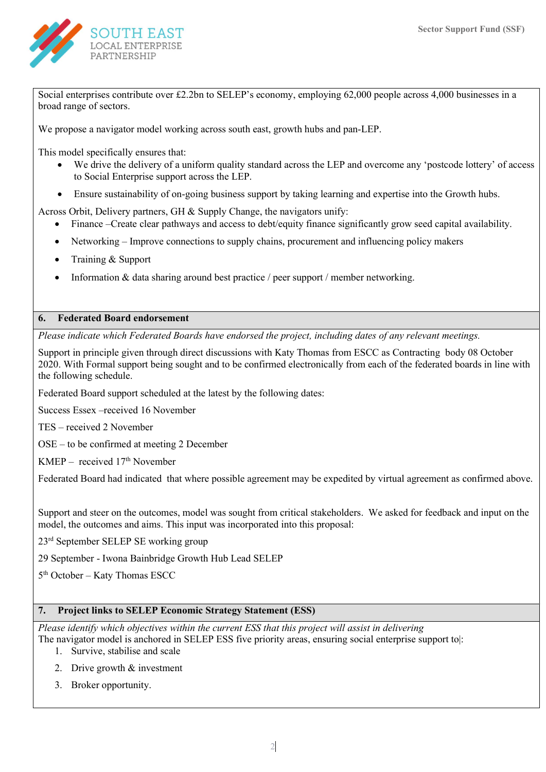Social enterprises contribute over £2.2bn to SELEP's economy, employing 62,000 people across 4,000 businesses in a broad range of sectors.

We propose a navigator model working across south east, growth hubs and pan-LEP.

This model specifically ensures that:

- We drive the delivery of a uniform quality standard across the LEP and overcome any 'postcode lottery' of access to Social Enterprise support across the LEP.
- Ensure sustainability of on-going business support by taking learning and expertise into the Growth hubs.

Across Orbit, Delivery partners, GH & Supply Change, the navigators unify:

- Finance –Create clear pathways and access to debt/equity finance significantly grow seed capital availability.
- Networking – Improve connections to supply chains, procurement and influencing policy makers
- Training & Support
- Information & data sharing around best practice / peer support / member networking.

## 6. Federated Board endorsement

*Please indicate which Federated Boards have endorsed the project, including dates of any relevant meetings.*

Support in principle given through direct discussions with Katy Thomas from ESCC as Contracting body 08 October 2020. With Formal support being sought and to be confirmed electronically from each of the federated boards in line with the following schedule.

Federated Board support scheduled at the latest by the following dates:

Success Essex –received 16 November

TES – received 2 November

OSE – to be confirmed at meeting 2 December

KMEP – received 17th November

Federated Board had indicated that where possible agreement may be expedited by virtual agreement as confirmed above.

Support and steer on the outcomes, model was sought from critical stakeholders. We asked for feedback and input on the model, the outcomes and aims. This input was incorporated into this proposal:

23rd September SELEP SE working group

29 September - Iwona Bainbridge Growth Hub Lead SELEP

5th October – Katy Thomas ESCC

## 7. Project links to SELEP Economic Strategy Statement (ESS)

*Please identify which objectives within the current ESS that this project will assist in delivering*

The navigator model is anchored in SELEP ESS five priority areas, ensuring social enterprise support to|:

1. Survive, stabilise and scale
2. Drive growth & investment
3. Broker opportunity.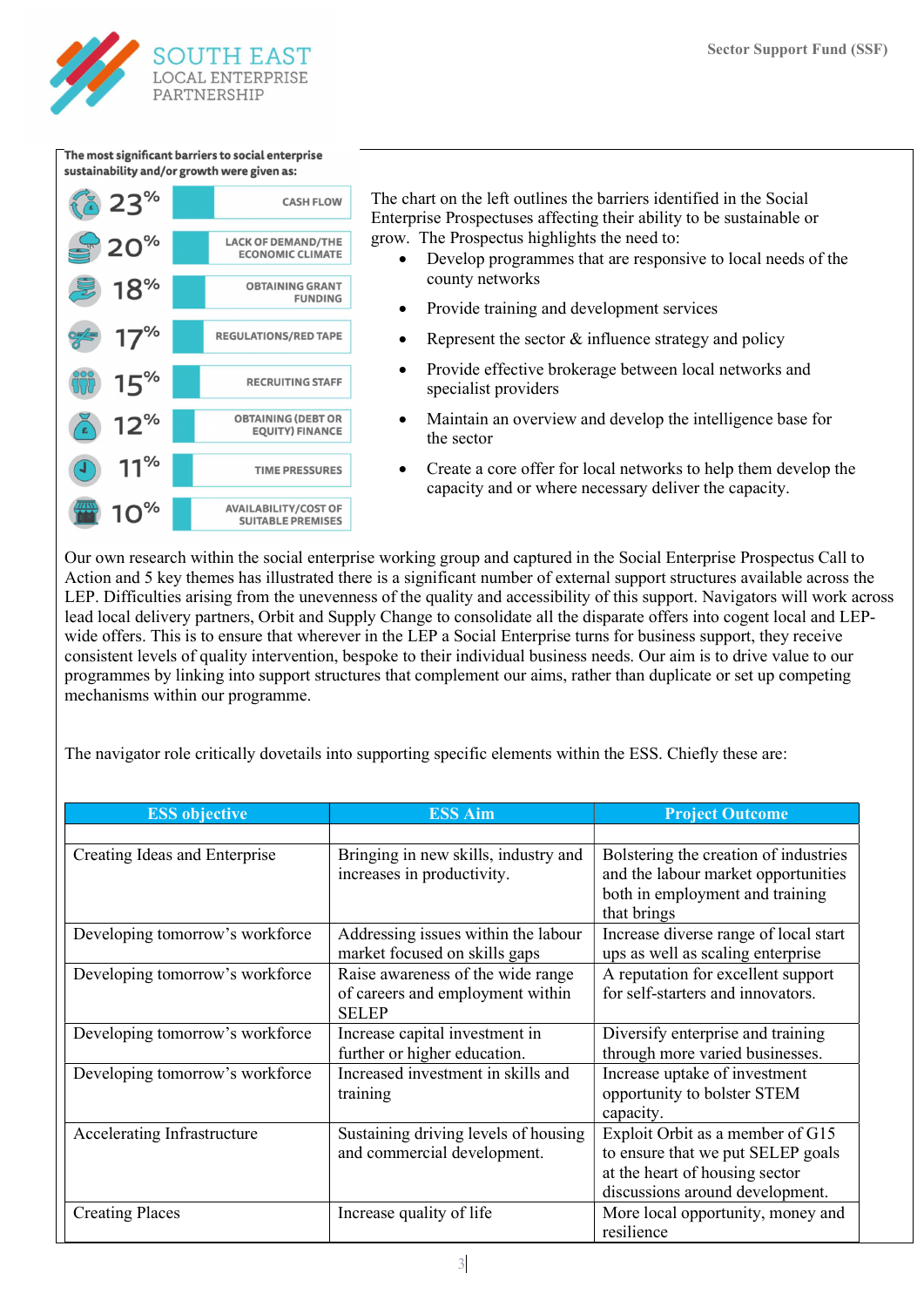The most significant barriers to social enterprise sustainability and/or growth were given as:

| % | Barrier |
|---|---|
| 23% | CASH FLOW |
| 20% | LACK OF DEMAND/THE ECONOMIC CLIMATE |
| 18% | OBTAINING GRANT FUNDING |
| 17% | REGULATIONS/RED TAPE |
| 15% | RECRUITING STAFF |
| 12% | OBTAINING (DEBT OR EQUITY) FINANCE |
| 11% | TIME PRESSURES |
| 10% | AVAILABILITY/COST OF SUITABLE PREMISES |

The chart on the left outlines the barriers identified in the Social Enterprise Prospectuses affecting their ability to be sustainable or grow. The Prospectus highlights the need to:

- Develop programmes that are responsive to local needs of the county networks
- Provide training and development services
- Represent the sector & influence strategy and policy
- Provide effective brokerage between local networks and specialist providers
- Maintain an overview and develop the intelligence base for the sector
- Create a core offer for local networks to help them develop the capacity and or where necessary deliver the capacity.

Our own research within the social enterprise working group and captured in the Social Enterprise Prospectus Call to Action and 5 key themes has illustrated there is a significant number of external support structures available across the LEP. Difficulties arising from the unevenness of the quality and accessibility of this support. Navigators will work across lead local delivery partners, Orbit and Supply Change to consolidate all the disparate offers into cogent local and LEP-wide offers. This is to ensure that wherever in the LEP a Social Enterprise turns for business support, they receive consistent levels of quality intervention, bespoke to their individual business needs. Our aim is to drive value to our programmes by linking into support structures that complement our aims, rather than duplicate or set up competing mechanisms within our programme.

The navigator role critically dovetails into supporting specific elements within the ESS. Chiefly these are:

| ESS objective | ESS Aim | Project Outcome |
|---|---|---|
| | | |
| Creating Ideas and Enterprise | Bringing in new skills, industry and increases in productivity. | Bolstering the creation of industries and the labour market opportunities both in employment and training that brings |
| Developing tomorrow's workforce | Addressing issues within the labour market focused on skills gaps | Increase diverse range of local start ups as well as scaling enterprise |
| Developing tomorrow's workforce | Raise awareness of the wide range of careers and employment within SELEP | A reputation for excellent support for self-starters and innovators. |
| Developing tomorrow's workforce | Increase capital investment in further or higher education. | Diversify enterprise and training through more varied businesses. |
| Developing tomorrow's workforce | Increased investment in skills and training | Increase uptake of investment opportunity to bolster STEM capacity. |
| Accelerating Infrastructure | Sustaining driving levels of housing and commercial development. | Exploit Orbit as a member of G15 to ensure that we put SELEP goals at the heart of housing sector discussions around development. |
| Creating Places | Increase quality of life | More local opportunity, money and resilience |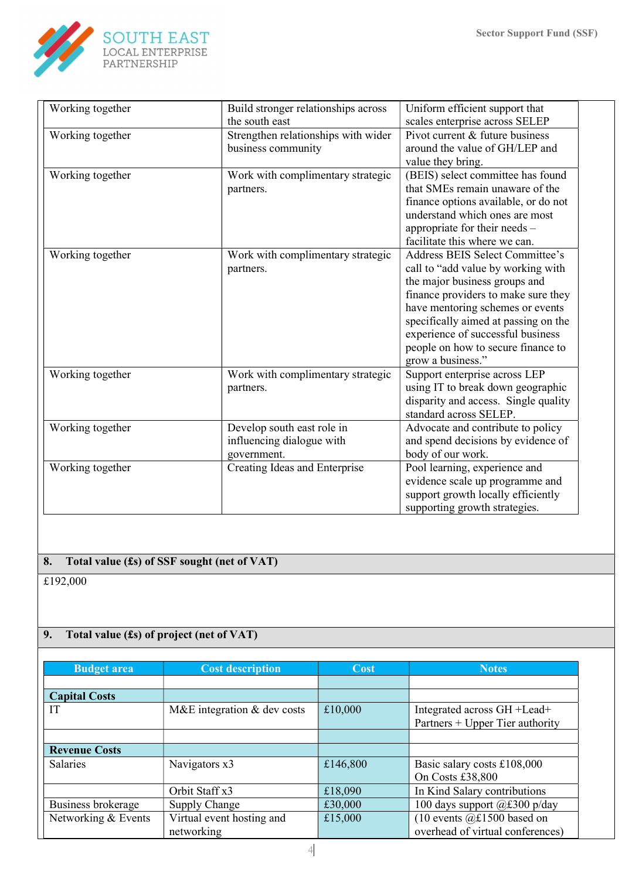| Working together | Build stronger relationships across the south east | Uniform efficient support that scales enterprise across SELEP |
|---|---|---|
| Working together | Strengthen relationships with wider business community | Pivot current & future business around the value of GH/LEP and value they bring. |
| Working together | Work with complimentary strategic partners. | (BEIS) select committee has found that SMEs remain unaware of the finance options available, or do not understand which ones are most appropriate for their needs – facilitate this where we can. |
| Working together | Work with complimentary strategic partners. | Address BEIS Select Committee's call to "add value by working with the major business groups and finance providers to make sure they have mentoring schemes or events specifically aimed at passing on the experience of successful business people on how to secure finance to grow a business." |
| Working together | Work with complimentary strategic partners. | Support enterprise across LEP using IT to break down geographic disparity and access. Single quality standard across SELEP. |
| Working together | Develop south east role in influencing dialogue with government. | Advocate and contribute to policy and spend decisions by evidence of body of our work. |
| Working together | Creating Ideas and Enterprise | Pool learning, experience and evidence scale up programme and support growth locally efficiently supporting growth strategies. |

## 8. Total value (£s) of SSF sought (net of VAT)

£192,000

## 9. Total value (£s) of project (net of VAT)

| Budget area | Cost description | Cost | Notes |
|---|---|---|---|
| | | | |
| **Capital Costs** | | | |
| IT | M&E integration & dev costs | £10,000 | Integrated across GH +Lead+ Partners + Upper Tier authority |
| | | | |
| **Revenue Costs** | | | |
| Salaries | Navigators x3 | £146,800 | Basic salary costs £108,000<br>On Costs £38,800 |
| | Orbit Staff x3 | £18,090 | In Kind Salary contributions |
| Business brokerage | Supply Change | £30,000 | 100 days support @£300 p/day |
| Networking & Events | Virtual event hosting and networking | £15,000 | (10 events @£1500 based on overhead of virtual conferences) |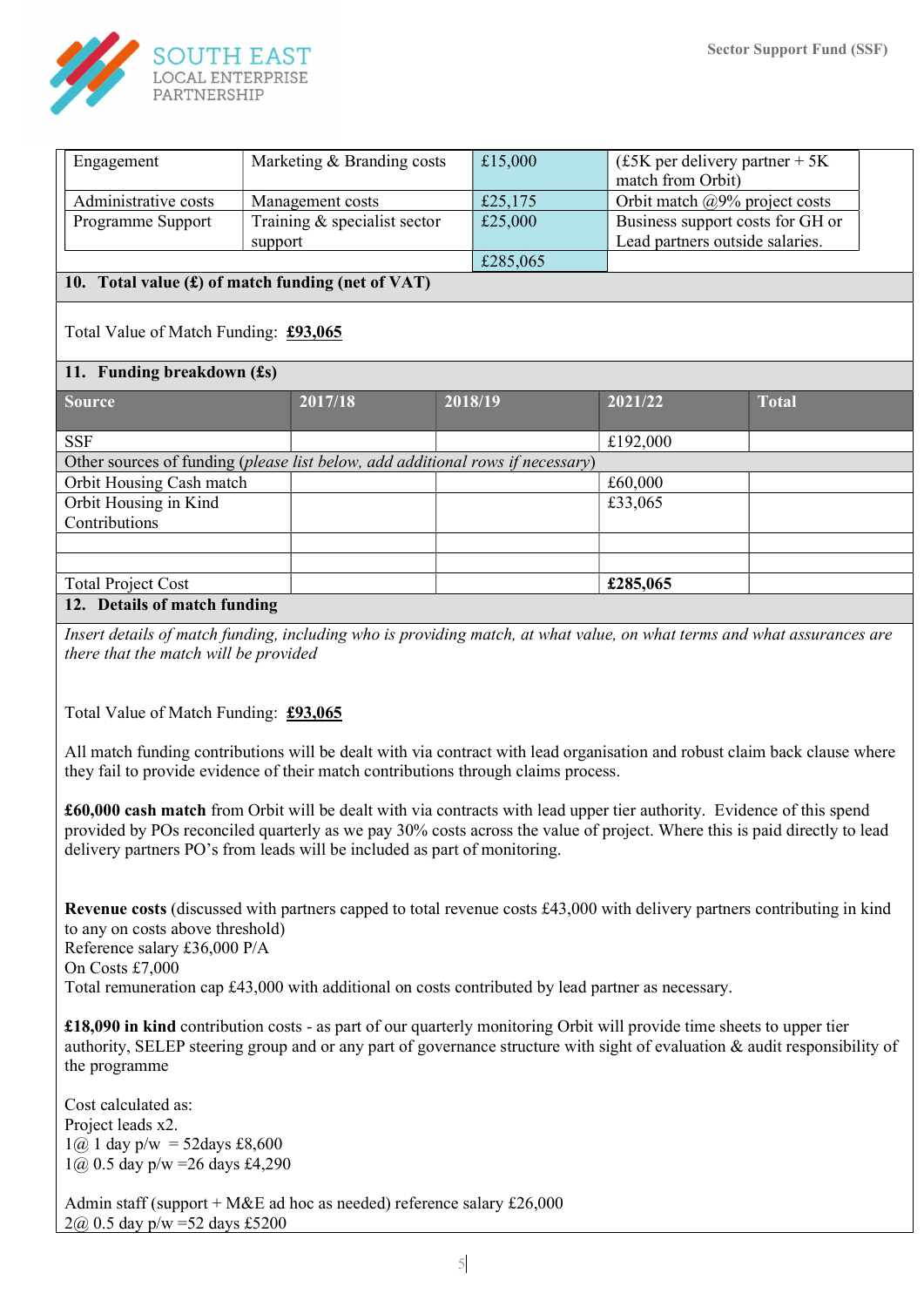| | | | |
|---|---|---|---|
| Engagement | Marketing & Branding costs | £15,000 | (£5K per delivery partner + 5K match from Orbit) |
| Administrative costs | Management costs | £25,175 | Orbit match @9% project costs |
| Programme Support | Training & specialist sector support | £25,000 | Business support costs for GH or Lead partners outside salaries. |
| | | £285,065 | |

**10. Total value (£) of match funding (net of VAT)**

Total Value of Match Funding: **£93,065**

**11. Funding breakdown (£s)**

| Source | 2017/18 | 2018/19 | 2021/22 | Total |
|---|---|---|---|---|
| SSF | | | £192,000 | |
| Other sources of funding (*please list below, add additional rows if necessary*) | | | | |
| Orbit Housing Cash match | | | £60,000 | |
| Orbit Housing in Kind Contributions | | | £33,065 | |
| | | | | |
| | | | | |
| Total Project Cost | | | **£285,065** | |

**12. Details of match funding**

*Insert details of match funding, including who is providing match, at what value, on what terms and what assurances are there that the match will be provided*

Total Value of Match Funding: **£93,065**

All match funding contributions will be dealt with via contract with lead organisation and robust claim back clause where they fail to provide evidence of their match contributions through claims process.

**£60,000 cash match** from Orbit will be dealt with via contracts with lead upper tier authority. Evidence of this spend provided by POs reconciled quarterly as we pay 30% costs across the value of project. Where this is paid directly to lead delivery partners PO's from leads will be included as part of monitoring.

**Revenue costs** (discussed with partners capped to total revenue costs £43,000 with delivery partners contributing in kind to any on costs above threshold)
Reference salary £36,000 P/A
On Costs £7,000
Total remuneration cap £43,000 with additional on costs contributed by lead partner as necessary.

**£18,090 in kind** contribution costs - as part of our quarterly monitoring Orbit will provide time sheets to upper tier authority, SELEP steering group and or any part of governance structure with sight of evaluation & audit responsibility of the programme

Cost calculated as:
Project leads x2.
1@ 1 day p/w = 52days £8,600
1@ 0.5 day p/w =26 days £4,290

Admin staff (support + M&E ad hoc as needed) reference salary £26,000
2@ 0.5 day p/w =52 days £5200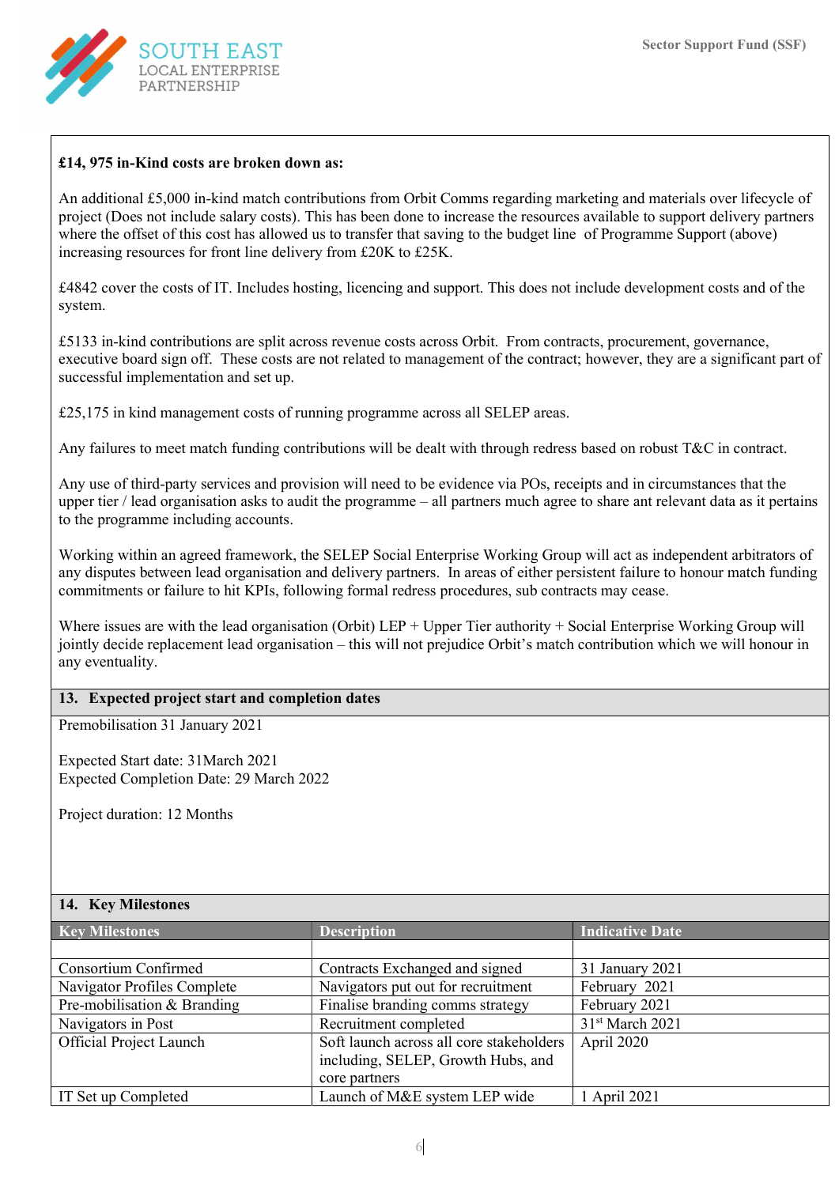**£14, 975 in-Kind costs are broken down as:**

An additional £5,000 in-kind match contributions from Orbit Comms regarding marketing and materials over lifecycle of project (Does not include salary costs). This has been done to increase the resources available to support delivery partners where the offset of this cost has allowed us to transfer that saving to the budget line of Programme Support (above) increasing resources for front line delivery from £20K to £25K.

£4842 cover the costs of IT. Includes hosting, licencing and support. This does not include development costs and of the system.

£5133 in-kind contributions are split across revenue costs across Orbit. From contracts, procurement, governance, executive board sign off. These costs are not related to management of the contract; however, they are a significant part of successful implementation and set up.

£25,175 in kind management costs of running programme across all SELEP areas.

Any failures to meet match funding contributions will be dealt with through redress based on robust T&C in contract.

Any use of third-party services and provision will need to be evidence via POs, receipts and in circumstances that the upper tier / lead organisation asks to audit the programme – all partners much agree to share ant relevant data as it pertains to the programme including accounts.

Working within an agreed framework, the SELEP Social Enterprise Working Group will act as independent arbitrators of any disputes between lead organisation and delivery partners. In areas of either persistent failure to honour match funding commitments or failure to hit KPIs, following formal redress procedures, sub contracts may cease.

Where issues are with the lead organisation (Orbit) LEP + Upper Tier authority + Social Enterprise Working Group will jointly decide replacement lead organisation – this will not prejudice Orbit's match contribution which we will honour in any eventuality.

## 13. Expected project start and completion dates

Premobilisation 31 January 2021

Expected Start date: 31March 2021
Expected Completion Date: 29 March 2022

Project duration: 12 Months

## 14. Key Milestones

| Key Milestones | Description | Indicative Date |
|---|---|---|
| | | |
| Consortium Confirmed | Contracts Exchanged and signed | 31 January 2021 |
| Navigator Profiles Complete | Navigators put out for recruitment | February 2021 |
| Pre-mobilisation & Branding | Finalise branding comms strategy | February 2021 |
| Navigators in Post | Recruitment completed | 31st March 2021 |
| Official Project Launch | Soft launch across all core stakeholders including, SELEP, Growth Hubs, and core partners | April 2020 |
| IT Set up Completed | Launch of M&E system LEP wide | 1 April 2021 |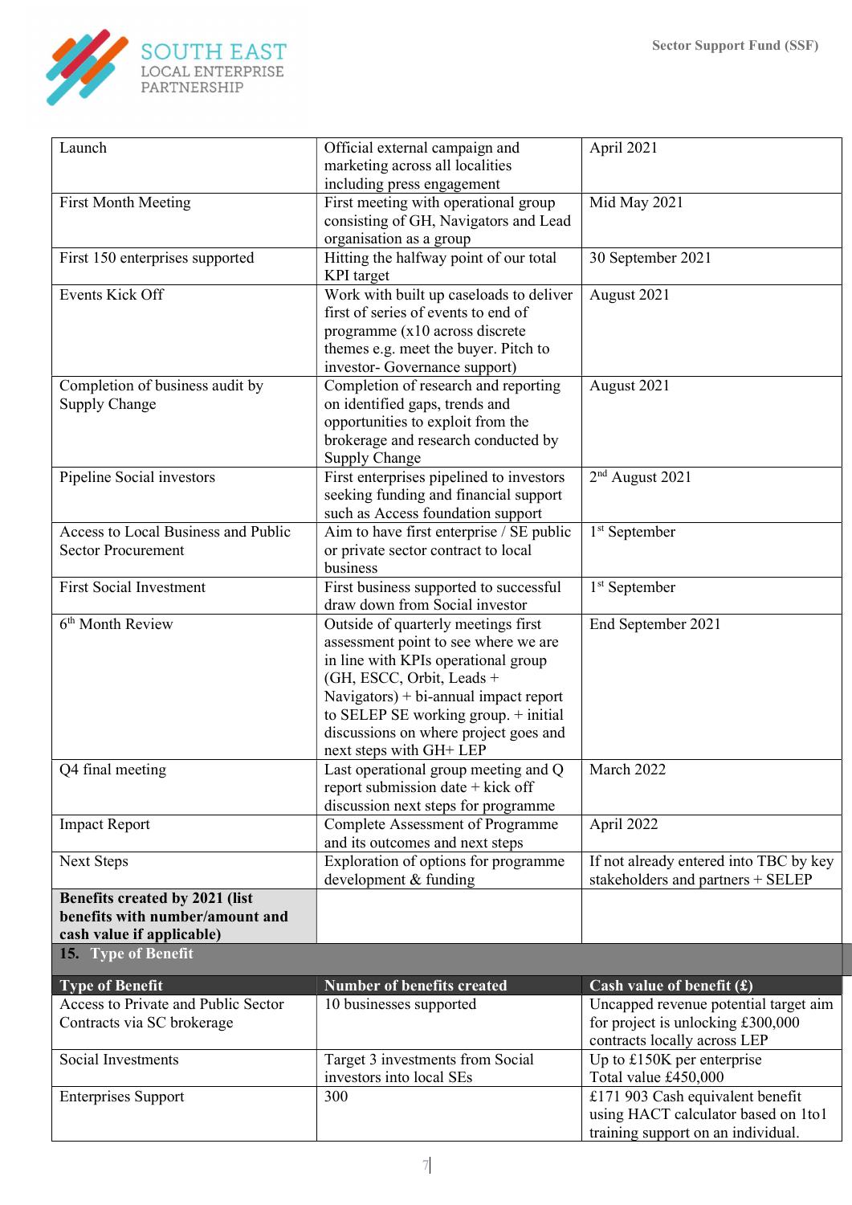| | | |
|---|---|---|
| Launch | Official external campaign and marketing across all localities including press engagement | April 2021 |
| First Month Meeting | First meeting with operational group consisting of GH, Navigators and Lead organisation as a group | Mid May 2021 |
| First 150 enterprises supported | Hitting the halfway point of our total KPI target | 30 September 2021 |
| Events Kick Off | Work with built up caseloads to deliver first of series of events to end of programme (x10 across discrete themes e.g. meet the buyer. Pitch to investor- Governance support) | August 2021 |
| Completion of business audit by Supply Change | Completion of research and reporting on identified gaps, trends and opportunities to exploit from the brokerage and research conducted by Supply Change | August 2021 |
| Pipeline Social investors | First enterprises pipelined to investors seeking funding and financial support such as Access foundation support | 2nd August 2021 |
| Access to Local Business and Public Sector Procurement | Aim to have first enterprise / SE public or private sector contract to local business | 1st September |
| First Social Investment | First business supported to successful draw down from Social investor | 1st September |
| 6th Month Review | Outside of quarterly meetings first assessment point to see where we are in line with KPIs operational group (GH, ESCC, Orbit, Leads + Navigators) + bi-annual impact report to SELEP SE working group. + initial discussions on where project goes and next steps with GH+ LEP | End September 2021 |
| Q4 final meeting | Last operational group meeting and Q report submission date + kick off discussion next steps for programme | March 2022 |
| Impact Report | Complete Assessment of Programme and its outcomes and next steps | April 2022 |
| Next Steps | Exploration of options for programme development & funding | If not already entered into TBC by key stakeholders and partners + SELEP |
| **Benefits created by 2021 (list benefits with number/amount and cash value if applicable)** | | |

## 15. Type of Benefit

| Type of Benefit | Number of benefits created | Cash value of benefit (£) |
|---|---|---|
| Access to Private and Public Sector Contracts via SC brokerage | 10 businesses supported | Uncapped revenue potential target aim for project is unlocking £300,000 contracts locally across LEP |
| Social Investments | Target 3 investments from Social investors into local SEs | Up to £150K per enterprise<br>Total value £450,000 |
| Enterprises Support | 300 | £171 903 Cash equivalent benefit using HACT calculator based on 1to1 training support on an individual. |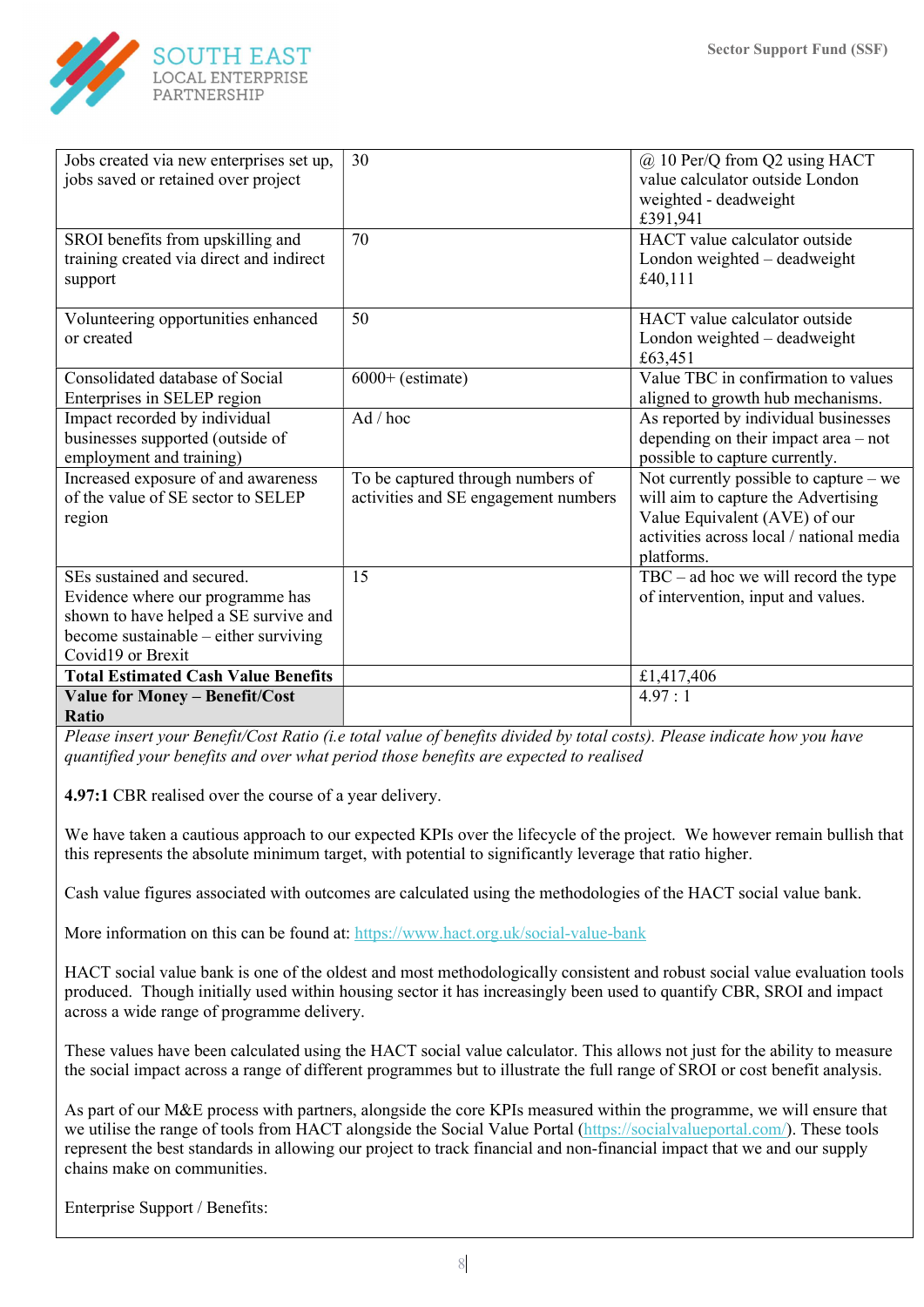| Jobs created via new enterprises set up, jobs saved or retained over project | 30 | @ 10 Per/Q from Q2 using HACT value calculator outside London weighted - deadweight £391,941 |
|---|---|---|
| SROI benefits from upskilling and training created via direct and indirect support | 70 | HACT value calculator outside London weighted – deadweight £40,111 |
| Volunteering opportunities enhanced or created | 50 | HACT value calculator outside London weighted – deadweight £63,451 |
| Consolidated database of Social Enterprises in SELEP region | 6000+ (estimate) | Value TBC in confirmation to values aligned to growth hub mechanisms. |
| Impact recorded by individual businesses supported (outside of employment and training) | Ad / hoc | As reported by individual businesses depending on their impact area – not possible to capture currently. |
| Increased exposure of and awareness of the value of SE sector to SELEP region | To be captured through numbers of activities and SE engagement numbers | Not currently possible to capture – we will aim to capture the Advertising Value Equivalent (AVE) of our activities across local / national media platforms. |
| SEs sustained and secured. Evidence where our programme has shown to have helped a SE survive and become sustainable – either surviving Covid19 or Brexit | 15 | TBC – ad hoc we will record the type of intervention, input and values. |
| **Total Estimated Cash Value Benefits** | | £1,417,406 |
| **Value for Money – Benefit/Cost Ratio** | | 4.97 : 1 |

*Please insert your Benefit/Cost Ratio (i.e total value of benefits divided by total costs). Please indicate how you have quantified your benefits and over what period those benefits are expected to realised*

**4.97:1** CBR realised over the course of a year delivery.

We have taken a cautious approach to our expected KPIs over the lifecycle of the project. We however remain bullish that this represents the absolute minimum target, with potential to significantly leverage that ratio higher.

Cash value figures associated with outcomes are calculated using the methodologies of the HACT social value bank.

More information on this can be found at: https://www.hact.org.uk/social-value-bank

HACT social value bank is one of the oldest and most methodologically consistent and robust social value evaluation tools produced. Though initially used within housing sector it has increasingly been used to quantify CBR, SROI and impact across a wide range of programme delivery.

These values have been calculated using the HACT social value calculator. This allows not just for the ability to measure the social impact across a range of different programmes but to illustrate the full range of SROI or cost benefit analysis.

As part of our M&E process with partners, alongside the core KPIs measured within the programme, we will ensure that we utilise the range of tools from HACT alongside the Social Value Portal (https://socialvalueportal.com/). These tools represent the best standards in allowing our project to track financial and non-financial impact that we and our supply chains make on communities.

Enterprise Support / Benefits: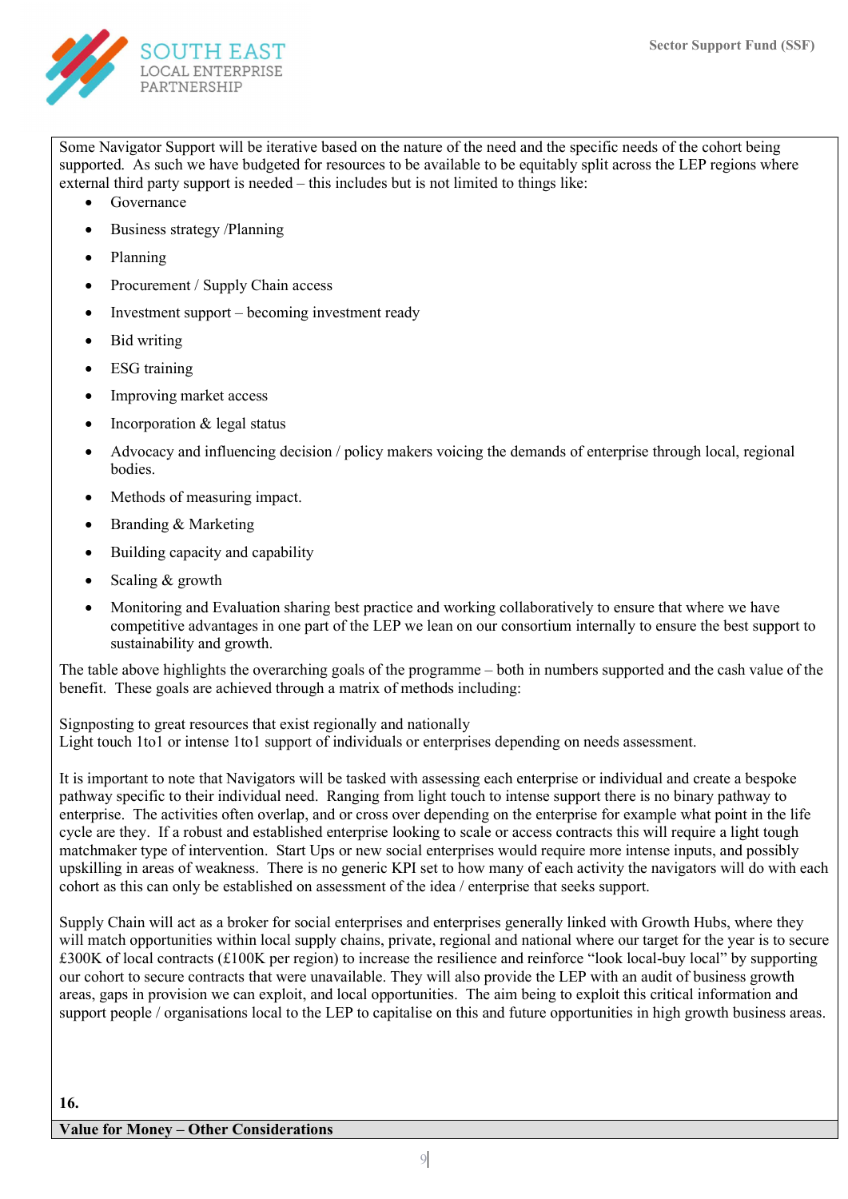Some Navigator Support will be iterative based on the nature of the need and the specific needs of the cohort being supported. As such we have budgeted for resources to be available to be equitably split across the LEP regions where external third party support is needed – this includes but is not limited to things like:

- Governance
- Business strategy /Planning
- Planning
- Procurement / Supply Chain access
- Investment support – becoming investment ready
- Bid writing
- ESG training
- Improving market access
- Incorporation & legal status
- Advocacy and influencing decision / policy makers voicing the demands of enterprise through local, regional bodies.
- Methods of measuring impact.
- Branding & Marketing
- Building capacity and capability
- Scaling & growth
- Monitoring and Evaluation sharing best practice and working collaboratively to ensure that where we have competitive advantages in one part of the LEP we lean on our consortium internally to ensure the best support to sustainability and growth.

The table above highlights the overarching goals of the programme – both in numbers supported and the cash value of the benefit. These goals are achieved through a matrix of methods including:

Signposting to great resources that exist regionally and nationally
Light touch 1to1 or intense 1to1 support of individuals or enterprises depending on needs assessment.

It is important to note that Navigators will be tasked with assessing each enterprise or individual and create a bespoke pathway specific to their individual need. Ranging from light touch to intense support there is no binary pathway to enterprise. The activities often overlap, and or cross over depending on the enterprise for example what point in the life cycle are they. If a robust and established enterprise looking to scale or access contracts this will require a light tough matchmaker type of intervention. Start Ups or new social enterprises would require more intense inputs, and possibly upskilling in areas of weakness. There is no generic KPI set to how many of each activity the navigators will do with each cohort as this can only be established on assessment of the idea / enterprise that seeks support.

Supply Chain will act as a broker for social enterprises and enterprises generally linked with Growth Hubs, where they will match opportunities within local supply chains, private, regional and national where our target for the year is to secure £300K of local contracts (£100K per region) to increase the resilience and reinforce "look local-buy local" by supporting our cohort to secure contracts that were unavailable. They will also provide the LEP with an audit of business growth areas, gaps in provision we can exploit, and local opportunities. The aim being to exploit this critical information and support people / organisations local to the LEP to capitalise on this and future opportunities in high growth business areas.

**16.**

**Value for Money – Other Considerations**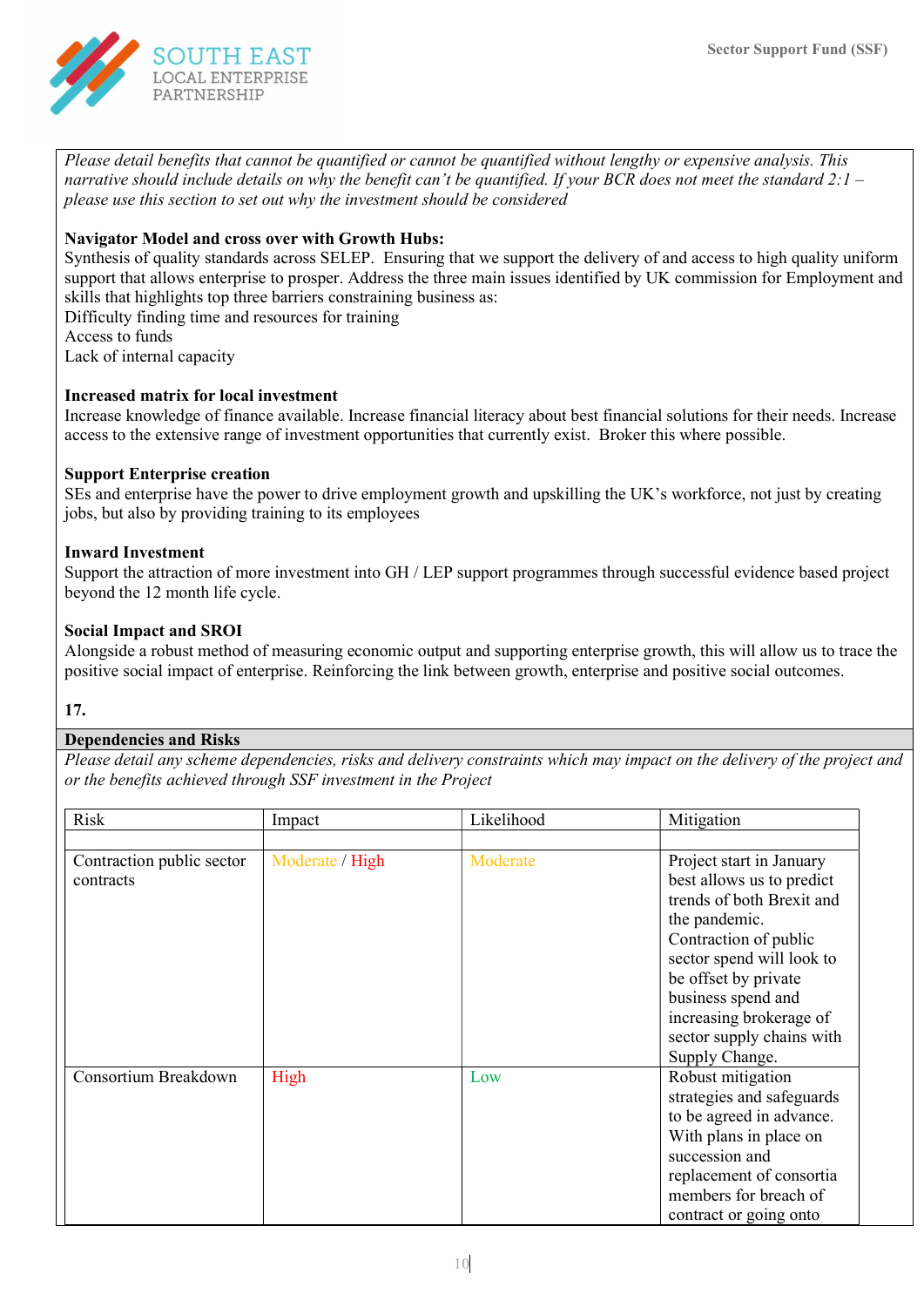*Please detail benefits that cannot be quantified or cannot be quantified without lengthy or expensive analysis. This narrative should include details on why the benefit can't be quantified. If your BCR does not meet the standard 2:1 – please use this section to set out why the investment should be considered*

**Navigator Model and cross over with Growth Hubs:**
Synthesis of quality standards across SELEP. Ensuring that we support the delivery of and access to high quality uniform support that allows enterprise to prosper. Address the three main issues identified by UK commission for Employment and skills that highlights top three barriers constraining business as:
Difficulty finding time and resources for training
Access to funds
Lack of internal capacity

**Increased matrix for local investment**
Increase knowledge of finance available. Increase financial literacy about best financial solutions for their needs. Increase access to the extensive range of investment opportunities that currently exist. Broker this where possible.

**Support Enterprise creation**
SEs and enterprise have the power to drive employment growth and upskilling the UK's workforce, not just by creating jobs, but also by providing training to its employees

**Inward Investment**
Support the attraction of more investment into GH / LEP support programmes through successful evidence based project beyond the 12 month life cycle.

**Social Impact and SROI**
Alongside a robust method of measuring economic output and supporting enterprise growth, this will allow us to trace the positive social impact of enterprise. Reinforcing the link between growth, enterprise and positive social outcomes.

**17.**

**Dependencies and Risks**

*Please detail any scheme dependencies, risks and delivery constraints which may impact on the delivery of the project and or the benefits achieved through SSF investment in the Project*

| Risk | Impact | Likelihood | Mitigation |
|---|---|---|---|
| | | | |
| Contraction public sector contracts | Moderate / High | Moderate | Project start in January best allows us to predict trends of both Brexit and the pandemic. Contraction of public sector spend will look to be offset by private business spend and increasing brokerage of sector supply chains with Supply Change. |
| Consortium Breakdown | High | Low | Robust mitigation strategies and safeguards to be agreed in advance. With plans in place on succession and replacement of consortia members for breach of contract or going onto |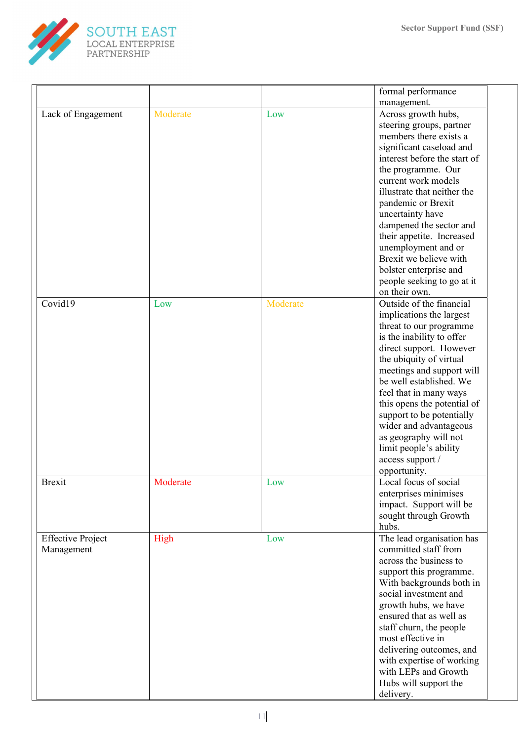| | | | formal performance management. |
|---|---|---|---|
| Lack of Engagement | Moderate | Low | Across growth hubs, steering groups, partner members there exists a significant caseload and interest before the start of the programme. Our current work models illustrate that neither the pandemic or Brexit uncertainty have dampened the sector and their appetite. Increased unemployment and or Brexit we believe with bolster enterprise and people seeking to go at it on their own. |
| Covid19 | Low | Moderate | Outside of the financial implications the largest threat to our programme is the inability to offer direct support. However the ubiquity of virtual meetings and support will be well established. We feel that in many ways this opens the potential of support to be potentially wider and advantageous as geography will not limit people's ability access support / opportunity. |
| Brexit | Moderate | Low | Local focus of social enterprises minimises impact. Support will be sought through Growth hubs. |
| Effective Project Management | High | Low | The lead organisation has committed staff from across the business to support this programme. With backgrounds both in social investment and growth hubs, we have ensured that as well as staff churn, the people most effective in delivering outcomes, and with expertise of working with LEPs and Growth Hubs will support the delivery. |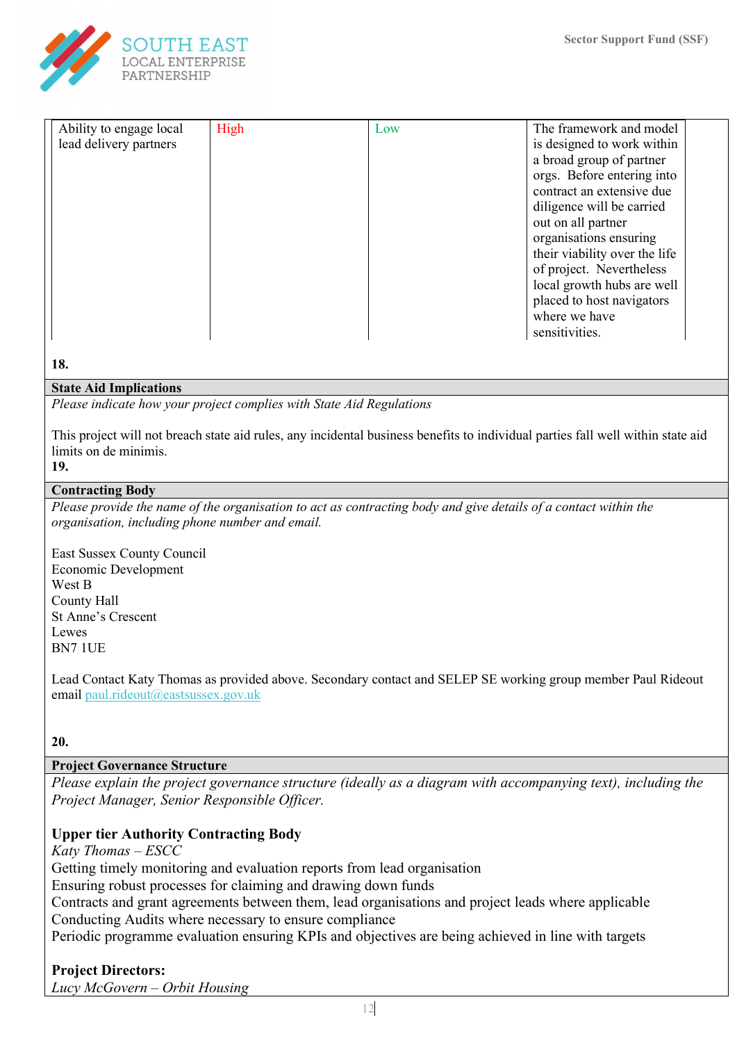| Ability to engage local lead delivery partners | High | Low | The framework and model is designed to work within a broad group of partner orgs. Before entering into contract an extensive due diligence will be carried out on all partner organisations ensuring their viability over the life of project. Nevertheless local growth hubs are well placed to host navigators where we have sensitivities. |
|---|---|---|---|

**18.**

**State Aid Implications**

*Please indicate how your project complies with State Aid Regulations*

This project will not breach state aid rules, any incidental business benefits to individual parties fall well within state aid limits on de minimis.

**19.**

**Contracting Body**

*Please provide the name of the organisation to act as contracting body and give details of a contact within the organisation, including phone number and email.*

East Sussex County Council
Economic Development
West B
County Hall
St Anne's Crescent
Lewes
BN7 1UE

Lead Contact Katy Thomas as provided above. Secondary contact and SELEP SE working group member Paul Rideout email paul.rideout@eastsussex.gov.uk

**20.**

**Project Governance Structure**

*Please explain the project governance structure (ideally as a diagram with accompanying text), including the Project Manager, Senior Responsible Officer.*

**Upper tier Authority Contracting Body**

*Katy Thomas – ESCC*

Getting timely monitoring and evaluation reports from lead organisation
Ensuring robust processes for claiming and drawing down funds
Contracts and grant agreements between them, lead organisations and project leads where applicable
Conducting Audits where necessary to ensure compliance
Periodic programme evaluation ensuring KPIs and objectives are being achieved in line with targets

**Project Directors:**

*Lucy McGovern – Orbit Housing*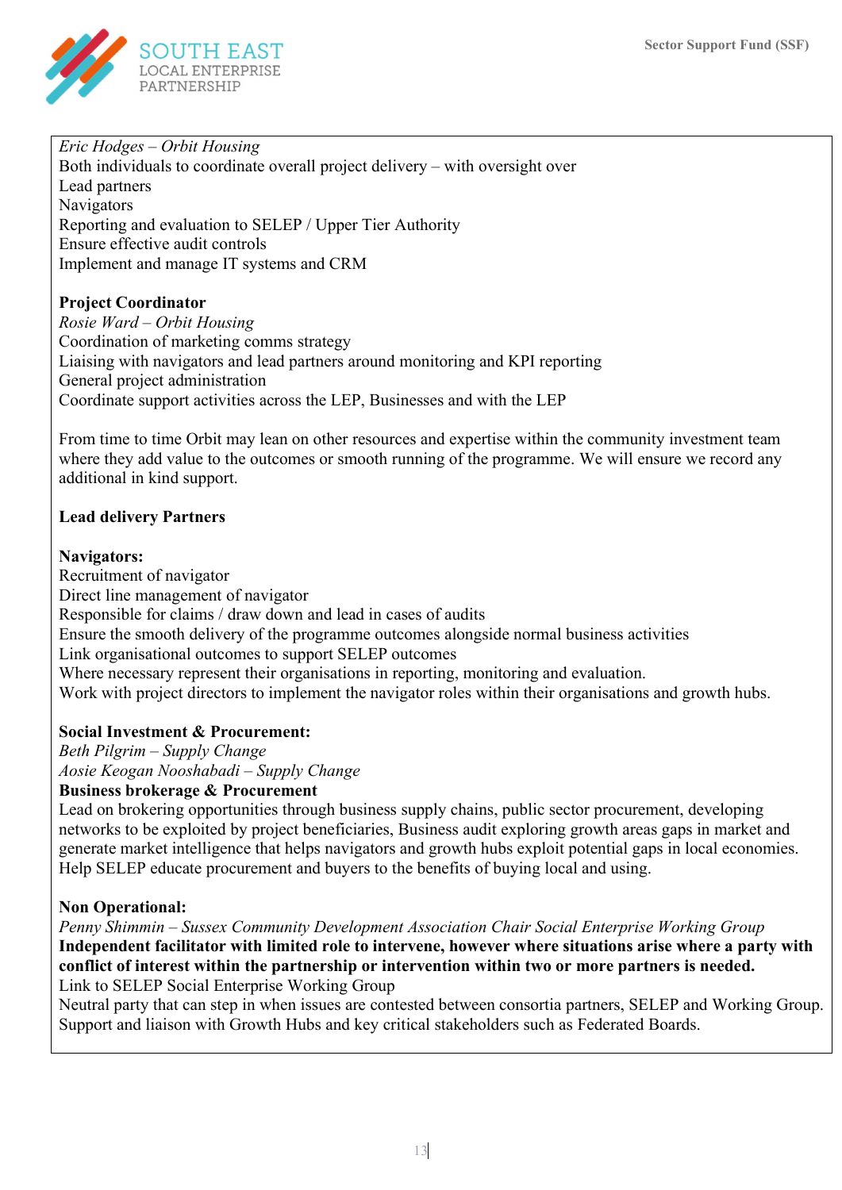*Eric Hodges – Orbit Housing*
Both individuals to coordinate overall project delivery – with oversight over
Lead partners
Navigators
Reporting and evaluation to SELEP / Upper Tier Authority
Ensure effective audit controls
Implement and manage IT systems and CRM

**Project Coordinator**
*Rosie Ward – Orbit Housing*
Coordination of marketing comms strategy
Liaising with navigators and lead partners around monitoring and KPI reporting
General project administration
Coordinate support activities across the LEP, Businesses and with the LEP

From time to time Orbit may lean on other resources and expertise within the community investment team where they add value to the outcomes or smooth running of the programme. We will ensure we record any additional in kind support.

**Lead delivery Partners**

**Navigators:**
Recruitment of navigator
Direct line management of navigator
Responsible for claims / draw down and lead in cases of audits
Ensure the smooth delivery of the programme outcomes alongside normal business activities
Link organisational outcomes to support SELEP outcomes
Where necessary represent their organisations in reporting, monitoring and evaluation.
Work with project directors to implement the navigator roles within their organisations and growth hubs.

**Social Investment & Procurement:**
*Beth Pilgrim – Supply Change*
*Aosie Keogan Nooshabadi – Supply Change*
**Business brokerage & Procurement**
Lead on brokering opportunities through business supply chains, public sector procurement, developing networks to be exploited by project beneficiaries, Business audit exploring growth areas gaps in market and generate market intelligence that helps navigators and growth hubs exploit potential gaps in local economies. Help SELEP educate procurement and buyers to the benefits of buying local and using.

**Non Operational:**
*Penny Shimmin – Sussex Community Development Association Chair Social Enterprise Working Group*
**Independent facilitator with limited role to intervene, however where situations arise where a party with conflict of interest within the partnership or intervention within two or more partners is needed.**
Link to SELEP Social Enterprise Working Group
Neutral party that can step in when issues are contested between consortia partners, SELEP and Working Group.
Support and liaison with Growth Hubs and key critical stakeholders such as Federated Boards.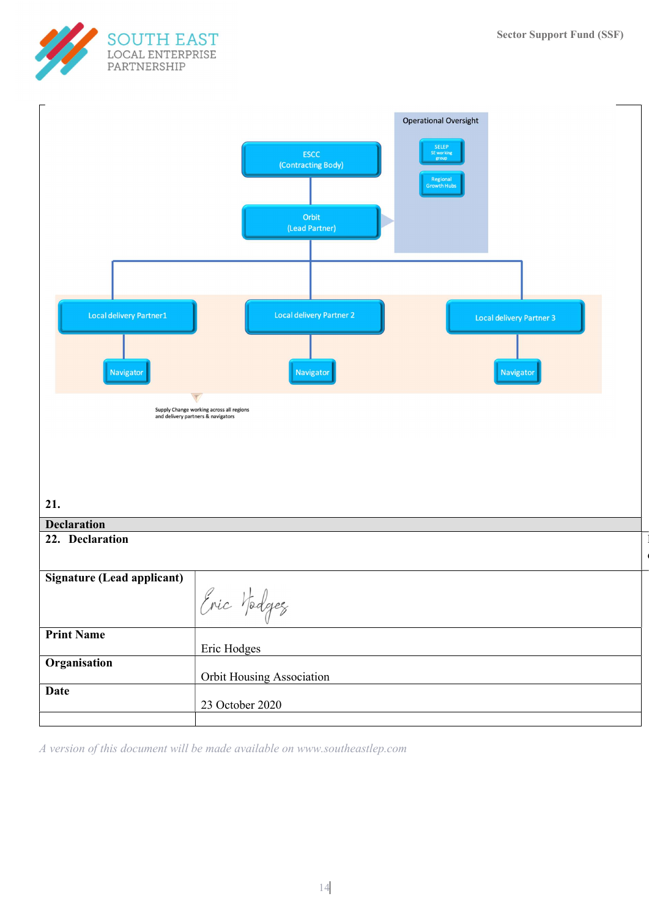Operational Oversight

SELEP SE working group

Regional Growth Hubs

ESCC (Contracting Body)

Orbit (Lead Partner)

Local delivery Partner1

Local delivery Partner 2

Local delivery Partner 3

Navigator

Navigator

Navigator

Supply Change working across all regions and delivery partners & navigators

**21.**

| | |
|---|---|
| **Declaration** | |
| **22. Declaration** | |
| **Signature (Lead applicant)** | *Eric Hodges* |
| **Print Name** | Eric Hodges |
| **Organisation** | Orbit Housing Association |
| **Date** | 23 October 2020 |
| | |

*A version of this document will be made available on www.southeastlep.com*